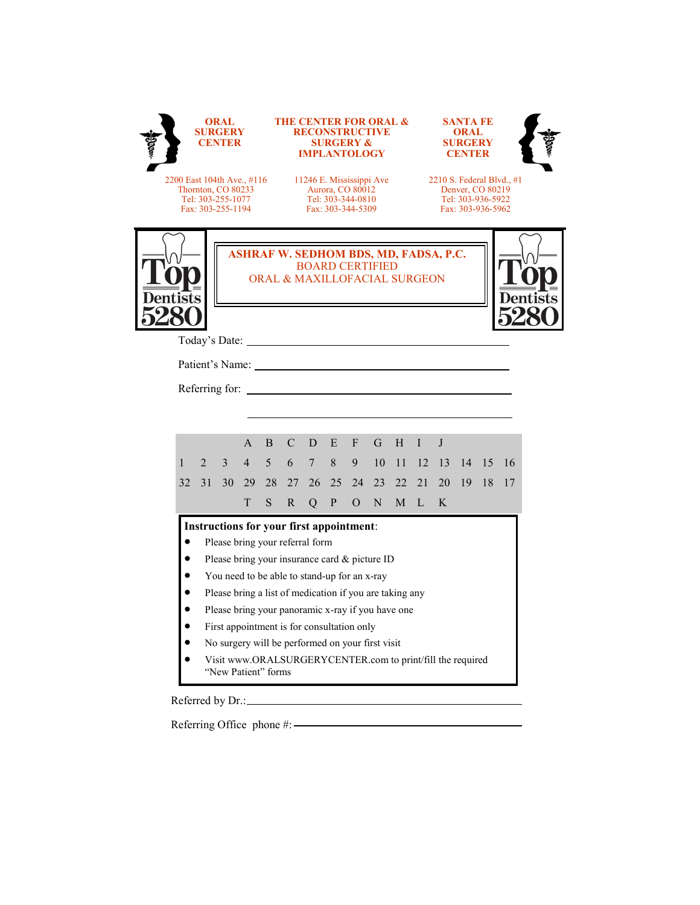**ORAL SURGERY CENTER**

2200 East 104th Ave., #116
Thornton, CO 80233
Tel: 303-255-1077
Fax: 303-255-1194

**THE CENTER FOR ORAL & RECONSTRUCTIVE SURGERY & IMPLANTOLOGY**

11246 E. Mississippi Ave
Aurora, CO 80012
Tel: 303-344-0810
Fax: 303-344-5309

**SANTA FE ORAL SURGERY CENTER**

2210 S. Federal Blvd., #1
Denver, CO 80219
Tel: 303-936-5922
Fax: 303-936-5962

Top Dentists 5280

**ASHRAF W. SEDHOM BDS, MD, FADSA, P.C.**
BOARD CERTIFIED
ORAL & MAXILLOFACIAL SURGEON

Top Dentists 5280

Today's Date: ______________________________

Patient's Name: ______________________________

Referring for: ______________________________

______________________________

| | | | | | | | | | | | | | | | |
|---|---|---|---|---|---|---|---|---|---|---|---|---|---|---|---|
| | | | A | B | C | D | E | F | G | H | I | J | | | |
| 1 | 2 | 3 | 4 | 5 | 6 | 7 | 8 | 9 | 10 | 11 | 12 | 13 | 14 | 15 | 16 |
| 32 | 31 | 30 | 29 | 28 | 27 | 26 | 25 | 24 | 23 | 22 | 21 | 20 | 19 | 18 | 17 |
| | | | T | S | R | Q | P | O | N | M | L | K | | | |

**Instructions for your first appointment**:

- Please bring your referral form
- Please bring your insurance card & picture ID
- You need to be able to stand-up for an x-ray
- Please bring a list of medication if you are taking any
- Please bring your panoramic x-ray if you have one
- First appointment is for consultation only
- No surgery will be performed on your first visit
- Visit www.ORALSURGERYCENTER.com to print/fill the required "New Patient" forms

Referred by Dr.: ______________________________

Referring Office phone #: ______________________________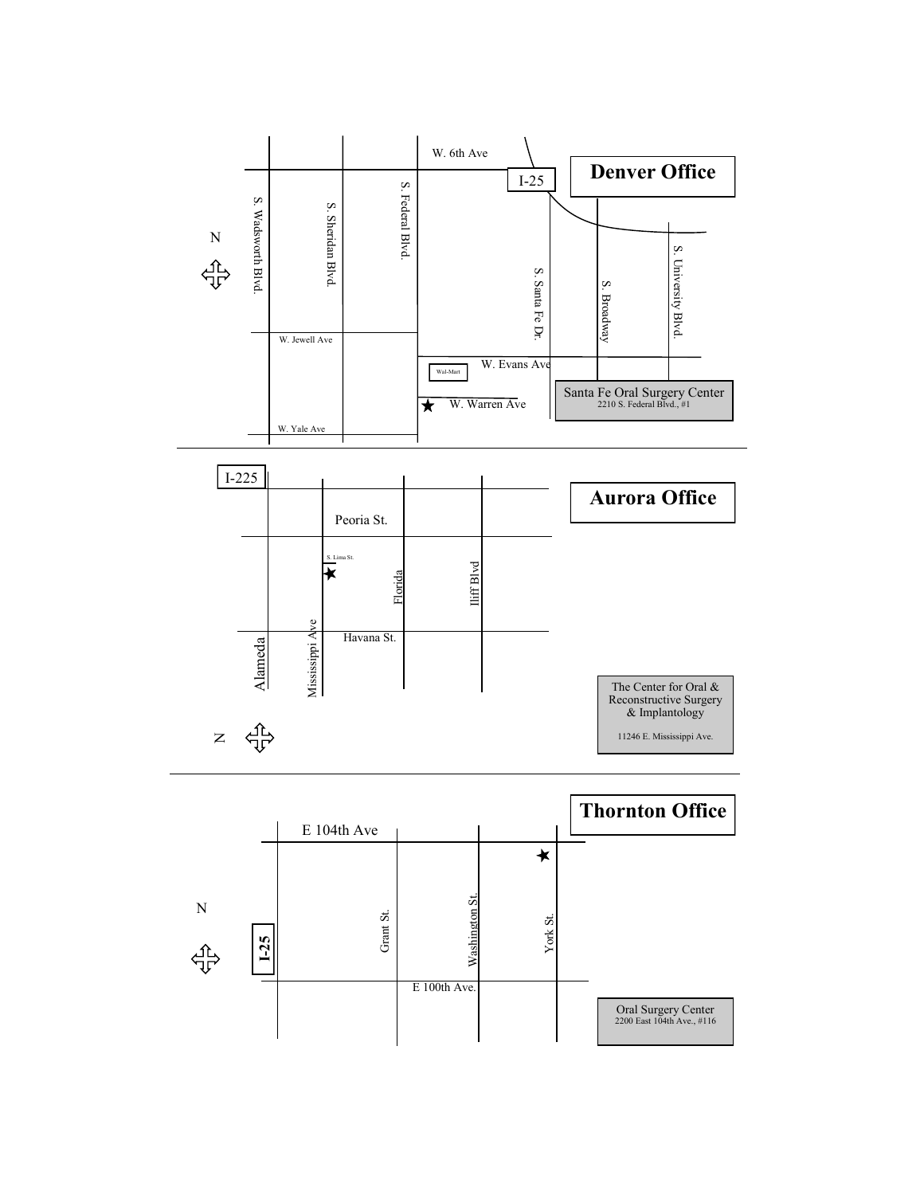## Denver Office

N

W. 6th Ave

I-25

S. Wadsworth Blvd.

S. Sheridan Blvd.

S. Federal Blvd.

S. Santa Fe Dr.

S. Broadway

S. University Blvd.

W. Jewell Ave

Wal-Mart

W. Evans Ave

W. Warren Ave

W. Yale Ave

Santa Fe Oral Surgery Center
2210 S. Federal Blvd., #1

## Aurora Office

I-225

Peoria St.

S. Lima St.

Florida

Iliff Blvd

Mississippi Ave

Havana St.

Alameda

N

The Center for Oral & Reconstructive Surgery & Implantology

11246 E. Mississippi Ave.

## Thornton Office

E 104th Ave

N

I-25

Grant St.

Washington St.

York St.

E 100th Ave.

Oral Surgery Center
2200 East 104th Ave., #116